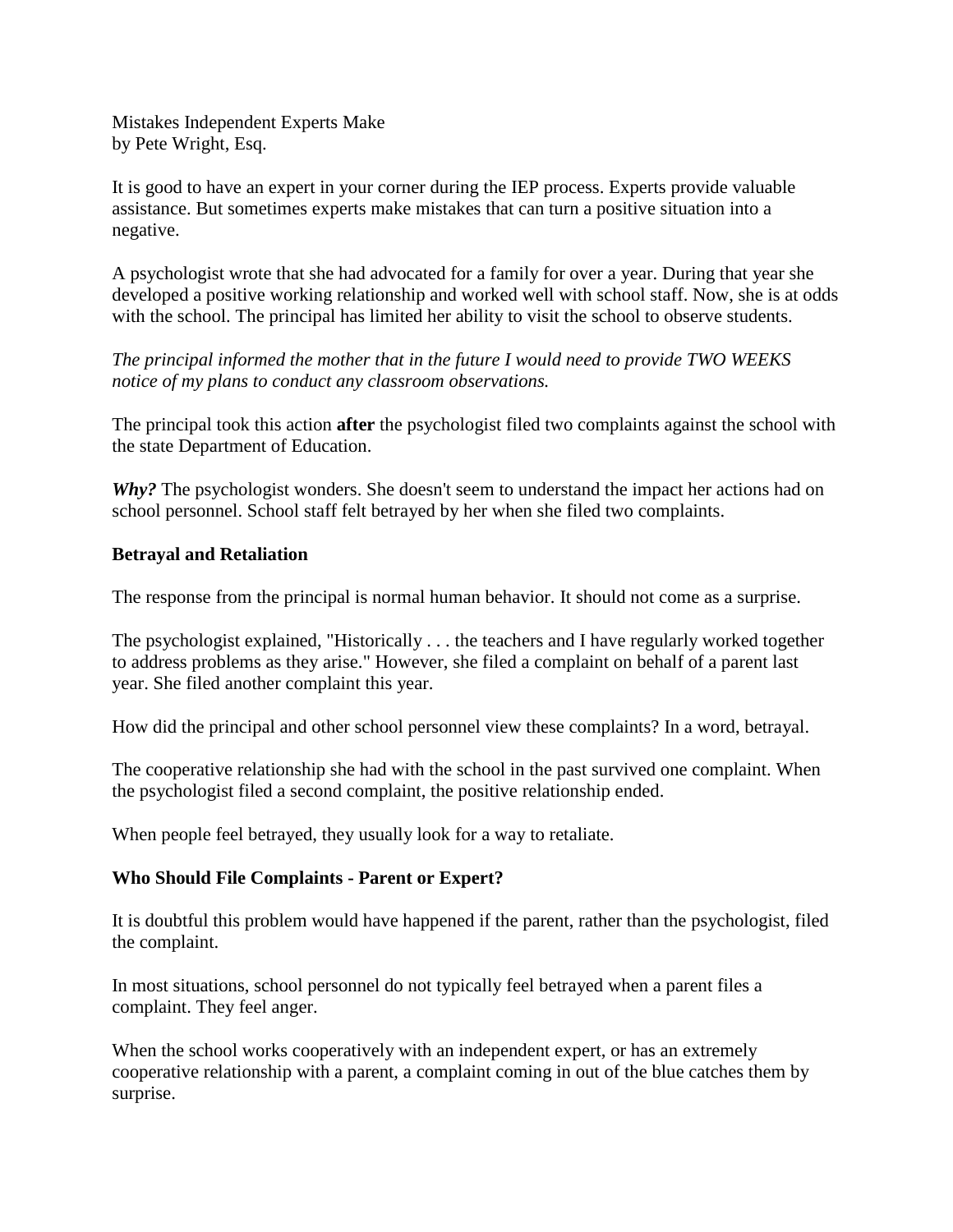# Mistakes Independent Experts Make

by Pete Wright, Esq.

It is good to have an expert in your corner during the IEP process. Experts provide valuable assistance. But sometimes experts make mistakes that can turn a positive situation into a negative.

A psychologist wrote that she had advocated for a family for over a year. During that year she developed a positive working relationship and worked well with school staff. Now, she is at odds with the school. The principal has limited her ability to visit the school to observe students.

*The principal informed the mother that in the future I would need to provide TWO WEEKS notice of my plans to conduct any classroom observations.*

The principal took this action **after** the psychologist filed two complaints against the school with the state Department of Education.

***Why?*** The psychologist wonders. She doesn't seem to understand the impact her actions had on school personnel. School staff felt betrayed by her when she filed two complaints.

## Betrayal and Retaliation

The response from the principal is normal human behavior. It should not come as a surprise.

The psychologist explained, "Historically . . . the teachers and I have regularly worked together to address problems as they arise." However, she filed a complaint on behalf of a parent last year. She filed another complaint this year.

How did the principal and other school personnel view these complaints? In a word, betrayal.

The cooperative relationship she had with the school in the past survived one complaint. When the psychologist filed a second complaint, the positive relationship ended.

When people feel betrayed, they usually look for a way to retaliate.

## Who Should File Complaints - Parent or Expert?

It is doubtful this problem would have happened if the parent, rather than the psychologist, filed the complaint.

In most situations, school personnel do not typically feel betrayed when a parent files a complaint. They feel anger.

When the school works cooperatively with an independent expert, or has an extremely cooperative relationship with a parent, a complaint coming in out of the blue catches them by surprise.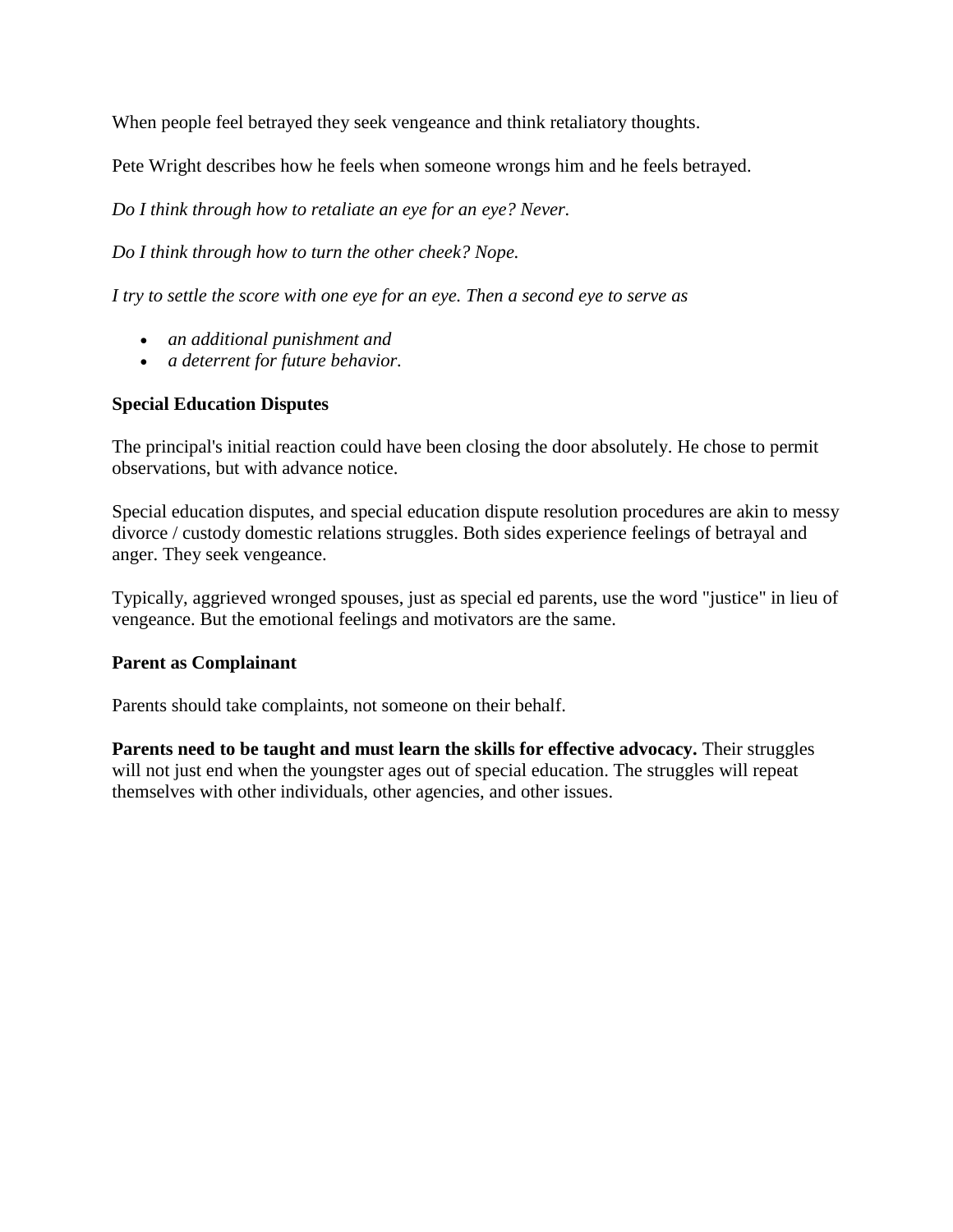When people feel betrayed they seek vengeance and think retaliatory thoughts.

Pete Wright describes how he feels when someone wrongs him and he feels betrayed.

*Do I think through how to retaliate an eye for an eye? Never.*

*Do I think through how to turn the other cheek? Nope.*

*I try to settle the score with one eye for an eye. Then a second eye to serve as*

- *an additional punishment and*
- *a deterrent for future behavior.*

**Special Education Disputes**

The principal's initial reaction could have been closing the door absolutely. He chose to permit observations, but with advance notice.

Special education disputes, and special education dispute resolution procedures are akin to messy divorce / custody domestic relations struggles. Both sides experience feelings of betrayal and anger. They seek vengeance.

Typically, aggrieved wronged spouses, just as special ed parents, use the word "justice" in lieu of vengeance. But the emotional feelings and motivators are the same.

**Parent as Complainant**

Parents should take complaints, not someone on their behalf.

**Parents need to be taught and must learn the skills for effective advocacy.** Their struggles will not just end when the youngster ages out of special education. The struggles will repeat themselves with other individuals, other agencies, and other issues.